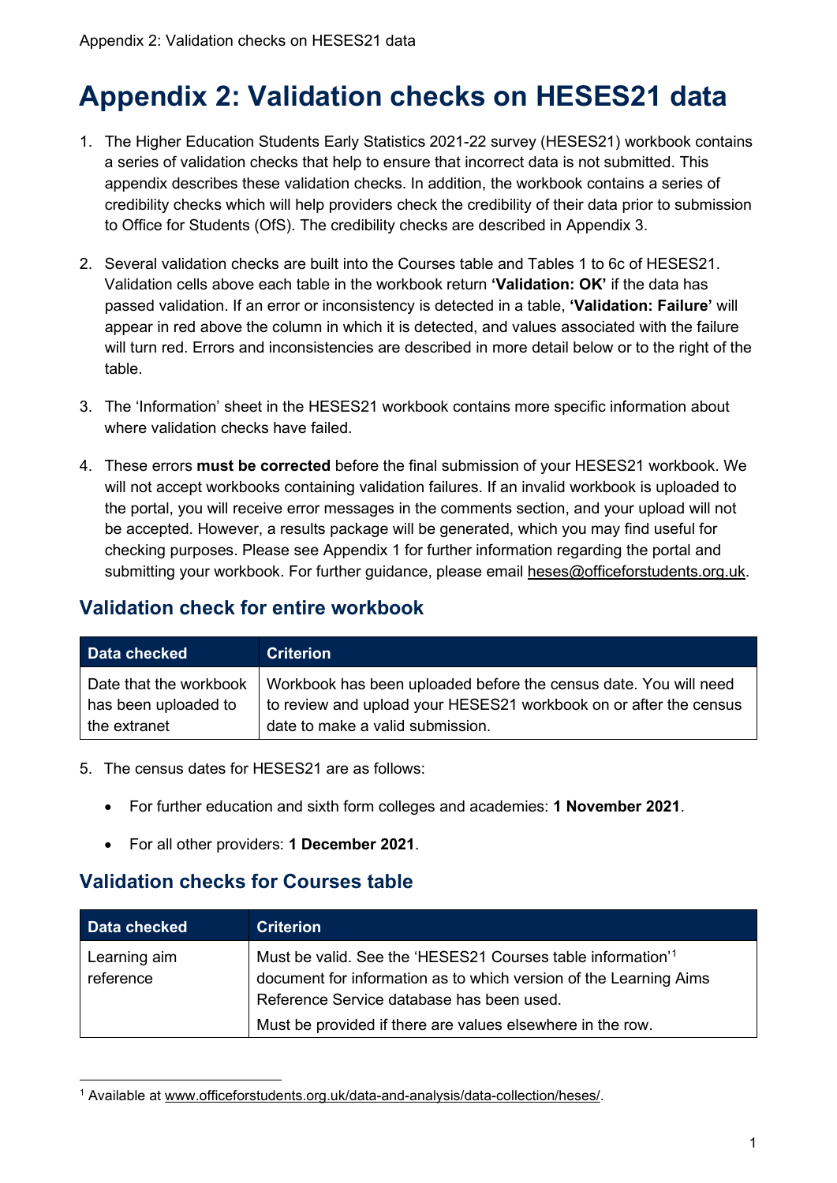# Appendix 2: Validation checks on HESES21 data

1. The Higher Education Students Early Statistics 2021-22 survey (HESES21) workbook contains a series of validation checks that help to ensure that incorrect data is not submitted. This appendix describes these validation checks. In addition, the workbook contains a series of credibility checks which will help providers check the credibility of their data prior to submission to Office for Students (OfS). The credibility checks are described in Appendix 3.

2. Several validation checks are built into the Courses table and Tables 1 to 6c of HESES21. Validation cells above each table in the workbook return **'Validation: OK'** if the data has passed validation. If an error or inconsistency is detected in a table, **'Validation: Failure'** will appear in red above the column in which it is detected, and values associated with the failure will turn red. Errors and inconsistencies are described in more detail below or to the right of the table.

3. The 'Information' sheet in the HESES21 workbook contains more specific information about where validation checks have failed.

4. These errors **must be corrected** before the final submission of your HESES21 workbook. We will not accept workbooks containing validation failures. If an invalid workbook is uploaded to the portal, you will receive error messages in the comments section, and your upload will not be accepted. However, a results package will be generated, which you may find useful for checking purposes. Please see Appendix 1 for further information regarding the portal and submitting your workbook. For further guidance, please email heses@officeforstudents.org.uk.

## Validation check for entire workbook

| Data checked | Criterion |
|---|---|
| Date that the workbook has been uploaded to the extranet | Workbook has been uploaded before the census date. You will need to review and upload your HESES21 workbook on or after the census date to make a valid submission. |

5. The census dates for HESES21 are as follows:

   - For further education and sixth form colleges and academies: **1 November 2021**.
   - For all other providers: **1 December 2021**.

## Validation checks for Courses table

| Data checked | Criterion |
|---|---|
| Learning aim reference | Must be valid. See the 'HESES21 Courses table information'[1] document for information as to which version of the Learning Aims Reference Service database has been used.<br>Must be provided if there are values elsewhere in the row. |

[1] Available at www.officeforstudents.org.uk/data-and-analysis/data-collection/heses/.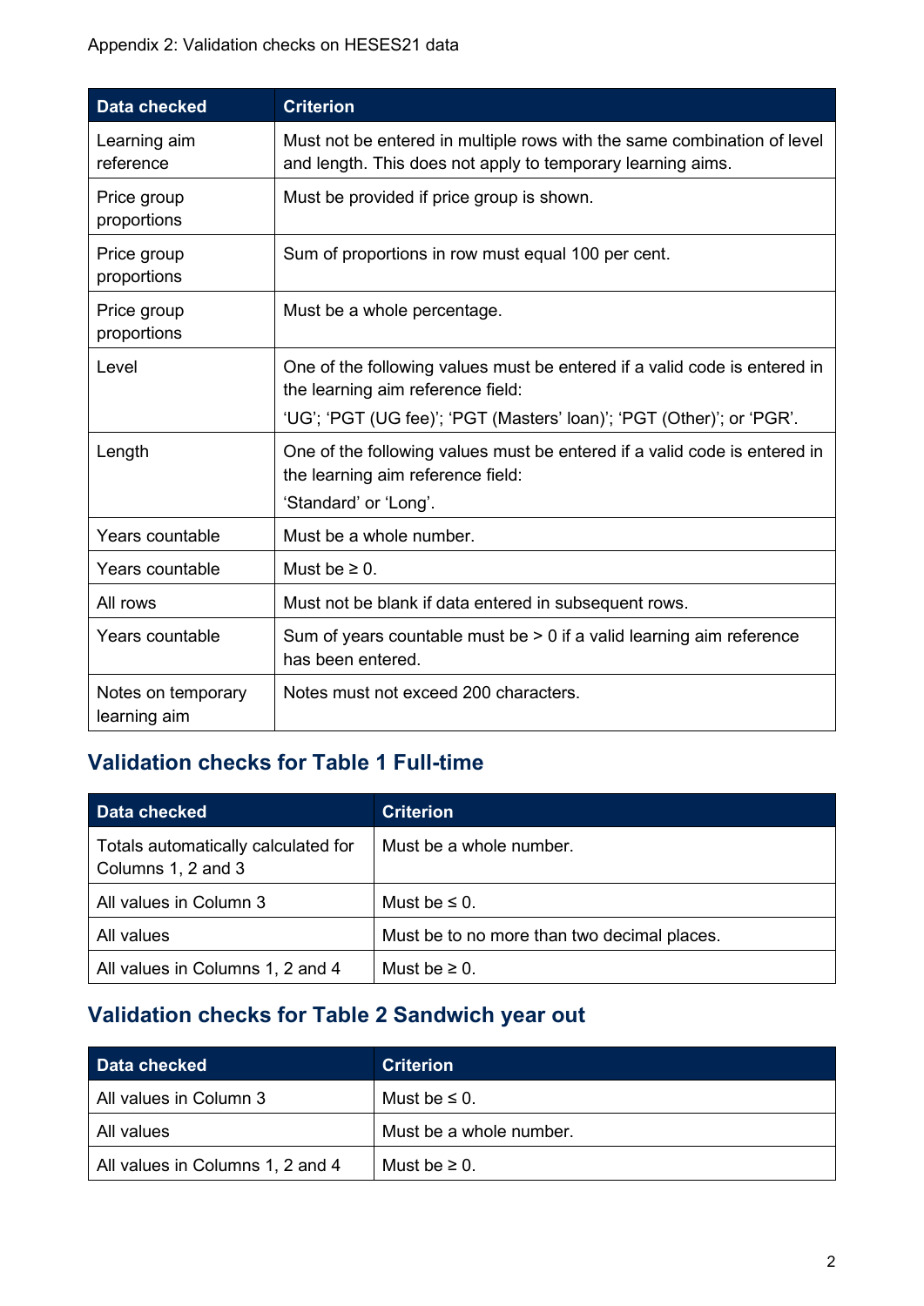| Data checked | Criterion |
|---|---|
| Learning aim reference | Must not be entered in multiple rows with the same combination of level and length. This does not apply to temporary learning aims. |
| Price group proportions | Must be provided if price group is shown. |
| Price group proportions | Sum of proportions in row must equal 100 per cent. |
| Price group proportions | Must be a whole percentage. |
| Level | One of the following values must be entered if a valid code is entered in the learning aim reference field: 'UG'; 'PGT (UG fee)'; 'PGT (Masters' loan)'; 'PGT (Other)'; or 'PGR'. |
| Length | One of the following values must be entered if a valid code is entered in the learning aim reference field: 'Standard' or 'Long'. |
| Years countable | Must be a whole number. |
| Years countable | Must be ≥ 0. |
| All rows | Must not be blank if data entered in subsequent rows. |
| Years countable | Sum of years countable must be > 0 if a valid learning aim reference has been entered. |
| Notes on temporary learning aim | Notes must not exceed 200 characters. |

## Validation checks for Table 1 Full-time

| Data checked | Criterion |
|---|---|
| Totals automatically calculated for Columns 1, 2 and 3 | Must be a whole number. |
| All values in Column 3 | Must be ≤ 0. |
| All values | Must be to no more than two decimal places. |
| All values in Columns 1, 2 and 4 | Must be ≥ 0. |

## Validation checks for Table 2 Sandwich year out

| Data checked | Criterion |
|---|---|
| All values in Column 3 | Must be ≤ 0. |
| All values | Must be a whole number. |
| All values in Columns 1, 2 and 4 | Must be ≥ 0. |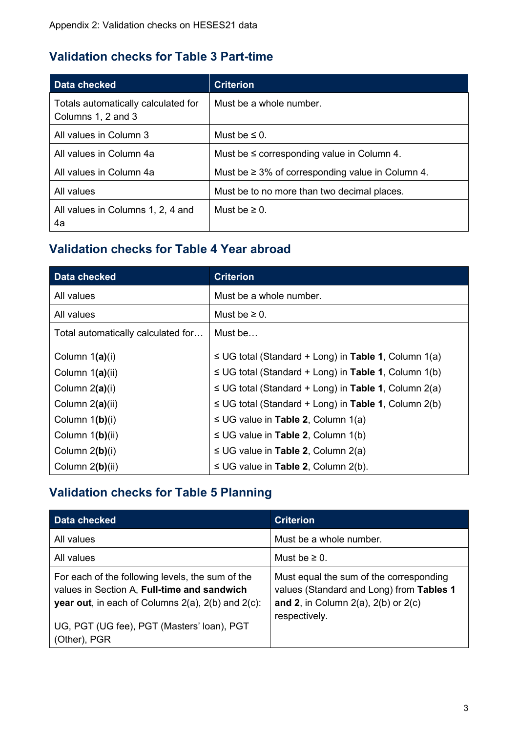## Validation checks for Table 3 Part-time

| Data checked | Criterion |
|---|---|
| Totals automatically calculated for Columns 1, 2 and 3 | Must be a whole number. |
| All values in Column 3 | Must be ≤ 0. |
| All values in Column 4a | Must be ≤ corresponding value in Column 4. |
| All values in Column 4a | Must be ≥ 3% of corresponding value in Column 4. |
| All values | Must be to no more than two decimal places. |
| All values in Columns 1, 2, 4 and 4a | Must be ≥ 0. |

## Validation checks for Table 4 Year abroad

| Data checked | Criterion |
|---|---|
| All values | Must be a whole number. |
| All values | Must be ≥ 0. |
| Total automatically calculated for… | Must be… |
| Column 1**(a)**(i) | ≤ UG total (Standard + Long) in **Table 1**, Column 1(a) |
| Column 1**(a)**(ii) | ≤ UG total (Standard + Long) in **Table 1**, Column 1(b) |
| Column 2**(a)**(i) | ≤ UG total (Standard + Long) in **Table 1**, Column 2(a) |
| Column 2**(a)**(ii) | ≤ UG total (Standard + Long) in **Table 1**, Column 2(b) |
| Column 1**(b)**(i) | ≤ UG value in **Table 2**, Column 1(a) |
| Column 1**(b)**(ii) | ≤ UG value in **Table 2**, Column 1(b) |
| Column 2**(b)**(i) | ≤ UG value in **Table 2**, Column 2(a) |
| Column 2**(b)**(ii) | ≤ UG value in **Table 2**, Column 2(b). |

## Validation checks for Table 5 Planning

| Data checked | Criterion |
|---|---|
| All values | Must be a whole number. |
| All values | Must be ≥ 0. |
| For each of the following levels, the sum of the values in Section A, **Full-time and sandwich year out**, in each of Columns 2(a), 2(b) and 2(c): UG, PGT (UG fee), PGT (Masters' loan), PGT (Other), PGR | Must equal the sum of the corresponding values (Standard and Long) from **Tables 1 and 2**, in Column 2(a), 2(b) or 2(c) respectively. |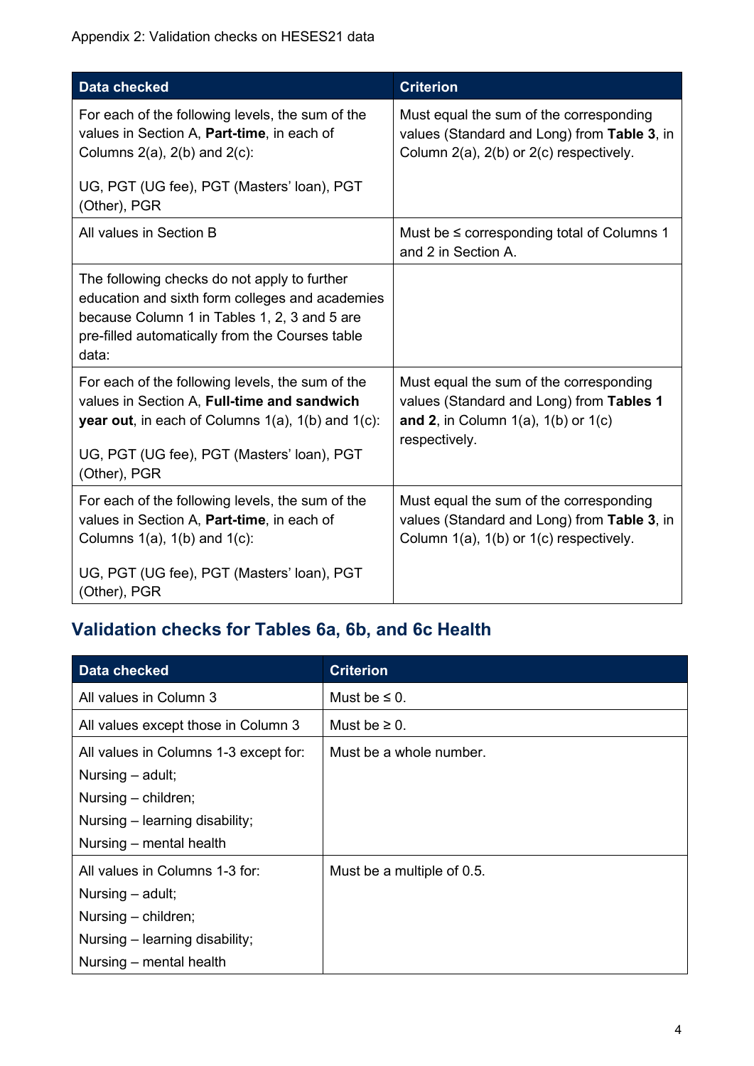Appendix 2: Validation checks on HESES21 data

| Data checked | Criterion |
| --- | --- |
| For each of the following levels, the sum of the values in Section A, **Part-time**, in each of Columns 2(a), 2(b) and 2(c):<br><br>UG, PGT (UG fee), PGT (Masters' loan), PGT (Other), PGR | Must equal the sum of the corresponding values (Standard and Long) from **Table 3**, in Column 2(a), 2(b) or 2(c) respectively. |
| All values in Section B | Must be ≤ corresponding total of Columns 1 and 2 in Section A. |
| The following checks do not apply to further education and sixth form colleges and academies because Column 1 in Tables 1, 2, 3 and 5 are pre-filled automatically from the Courses table data: | |
| For each of the following levels, the sum of the values in Section A, **Full-time and sandwich year out**, in each of Columns 1(a), 1(b) and 1(c):<br><br>UG, PGT (UG fee), PGT (Masters' loan), PGT (Other), PGR | Must equal the sum of the corresponding values (Standard and Long) from **Tables 1 and 2**, in Column 1(a), 1(b) or 1(c) respectively. |
| For each of the following levels, the sum of the values in Section A, **Part-time**, in each of Columns 1(a), 1(b) and 1(c):<br><br>UG, PGT (UG fee), PGT (Masters' loan), PGT (Other), PGR | Must equal the sum of the corresponding values (Standard and Long) from **Table 3**, in Column 1(a), 1(b) or 1(c) respectively. |

## Validation checks for Tables 6a, 6b, and 6c Health

| Data checked | Criterion |
| --- | --- |
| All values in Column 3 | Must be ≤ 0. |
| All values except those in Column 3 | Must be ≥ 0. |
| All values in Columns 1-3 except for:<br>Nursing – adult;<br>Nursing – children;<br>Nursing – learning disability;<br>Nursing – mental health | Must be a whole number. |
| All values in Columns 1-3 for:<br>Nursing – adult;<br>Nursing – children;<br>Nursing – learning disability;<br>Nursing – mental health | Must be a multiple of 0.5. |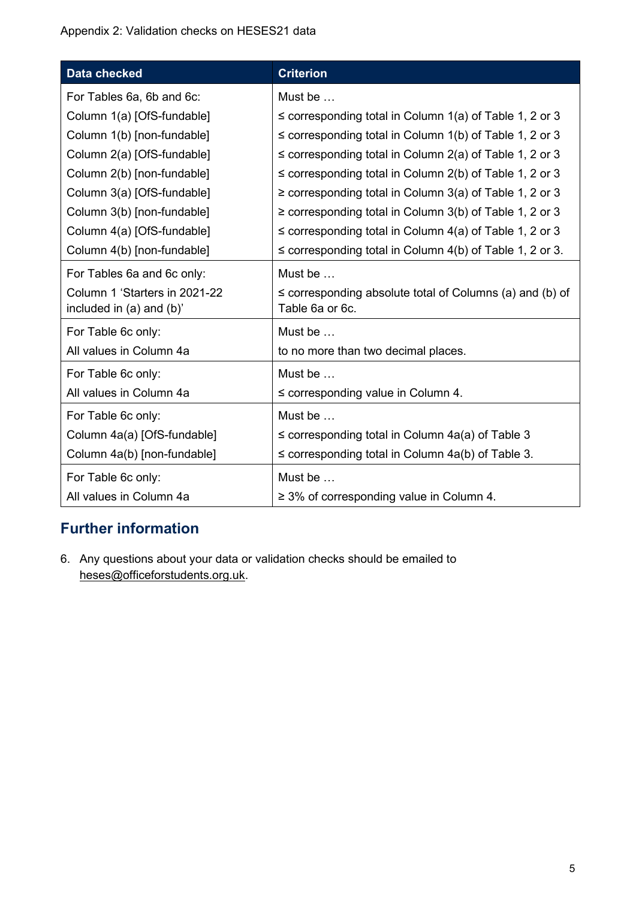Appendix 2: Validation checks on HESES21 data

| Data checked | Criterion |
|---|---|
| For Tables 6a, 6b and 6c: | Must be … |
| Column 1(a) [OfS-fundable] | ≤ corresponding total in Column 1(a) of Table 1, 2 or 3 |
| Column 1(b) [non-fundable] | ≤ corresponding total in Column 1(b) of Table 1, 2 or 3 |
| Column 2(a) [OfS-fundable] | ≤ corresponding total in Column 2(a) of Table 1, 2 or 3 |
| Column 2(b) [non-fundable] | ≤ corresponding total in Column 2(b) of Table 1, 2 or 3 |
| Column 3(a) [OfS-fundable] | ≥ corresponding total in Column 3(a) of Table 1, 2 or 3 |
| Column 3(b) [non-fundable] | ≥ corresponding total in Column 3(b) of Table 1, 2 or 3 |
| Column 4(a) [OfS-fundable] | ≤ corresponding total in Column 4(a) of Table 1, 2 or 3 |
| Column 4(b) [non-fundable] | ≤ corresponding total in Column 4(b) of Table 1, 2 or 3. |
| For Tables 6a and 6c only: | Must be … |
| Column 1 'Starters in 2021-22 included in (a) and (b)' | ≤ corresponding absolute total of Columns (a) and (b) of Table 6a or 6c. |
| For Table 6c only: | Must be … |
| All values in Column 4a | to no more than two decimal places. |
| For Table 6c only: | Must be … |
| All values in Column 4a | ≤ corresponding value in Column 4. |
| For Table 6c only: | Must be … |
| Column 4a(a) [OfS-fundable] | ≤ corresponding total in Column 4a(a) of Table 3 |
| Column 4a(b) [non-fundable] | ≤ corresponding total in Column 4a(b) of Table 3. |
| For Table 6c only: | Must be … |
| All values in Column 4a | ≥ 3% of corresponding value in Column 4. |

## Further information

6. Any questions about your data or validation checks should be emailed to heses@officeforstudents.org.uk.